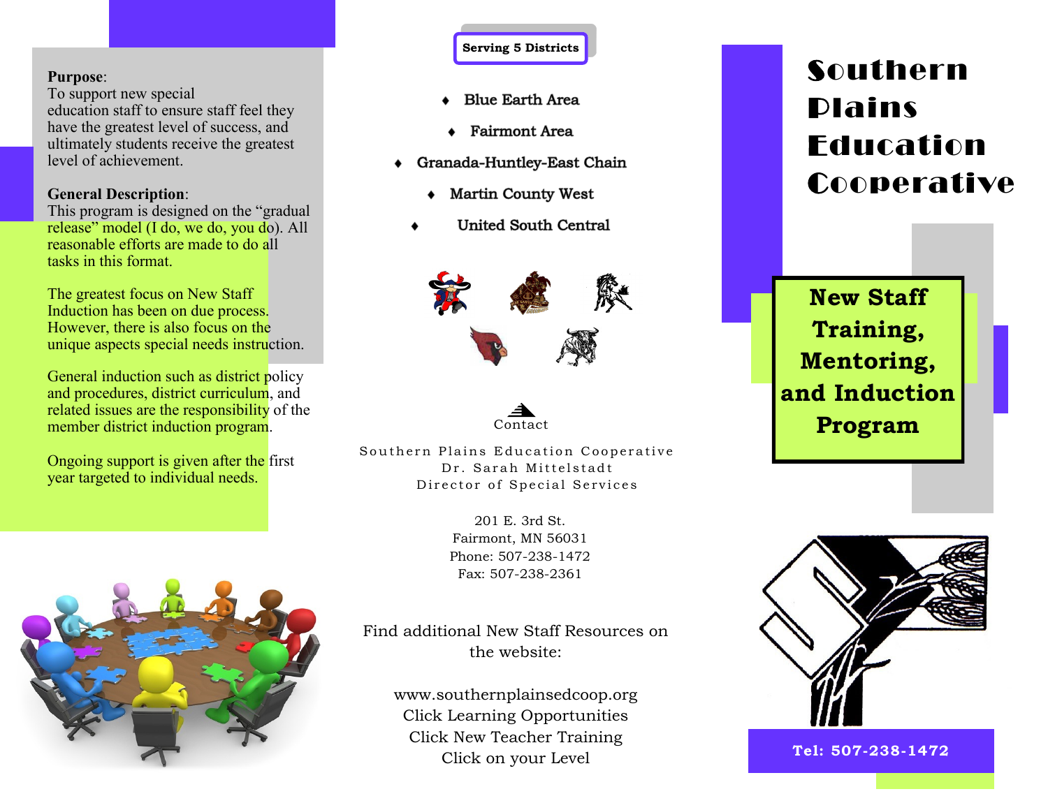# Southern Plains Education Cooperative

## New Staff Training, Mentoring, and Induction Program

Tel: 507-238-1472

**Purpose**:
To support new special education staff to ensure staff feel they have the greatest level of success, and ultimately students receive the greatest level of achievement.

**General Description**:
This program is designed on the "gradual release" model (I do, we do, you do). All reasonable efforts are made to do all tasks in this format.

The greatest focus on New Staff Induction has been on due process. However, there is also focus on the unique aspects special needs instruction.

General induction such as district policy and procedures, district curriculum, and related issues are the responsibility of the member district induction program.

Ongoing support is given after the first year targeted to individual needs.

**Serving 5 Districts**

- Blue Earth Area
- Fairmont Area
- Granada-Huntley-East Chain
- Martin County West
- United South Central

Contact

Southern Plains Education Cooperative
Dr. Sarah Mittelstadt
Director of Special Services

201 E. 3rd St.
Fairmont, MN 56031
Phone: 507-238-1472
Fax: 507-238-2361

Find additional New Staff Resources on the website:

www.southernplainsedcoop.org
Click Learning Opportunities
Click New Teacher Training
Click on your Level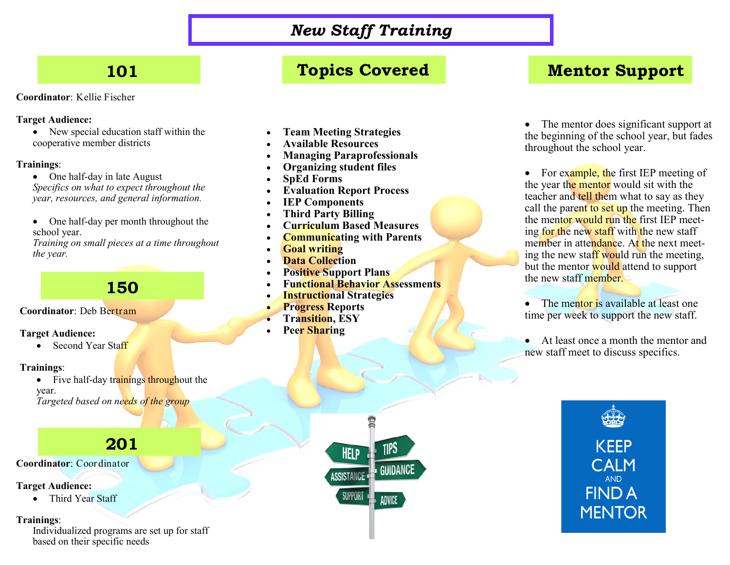# *New Staff Training*

## 101

**Coordinator**: Kellie Fischer

**Target Audience:**

- New special education staff within the cooperative member districts

**Trainings**:

- One half-day in late August

*Specifics on what to expect throughout the year, resources, and general information.*

- One half-day per month throughout the school year.

*Training on small pieces at a time throughout the year.*

## 150

**Coordinator**: Deb Bertram

**Target Audience:**

- Second Year Staff

**Trainings**:

- Five half-day trainings throughout the year.

*Targeted based on needs of the group*

## 201

**Coordinator**: Coordinator

**Target Audience:**

- Third Year Staff

**Trainings**:

Individualized programs are set up for staff based on their specific needs

## Topics Covered

- **Team Meeting Strategies**
- **Available Resources**
- **Managing Paraprofessionals**
- **Organizing student files**
- **SpEd Forms**
- **Evaluation Report Process**
- **IEP Components**
- **Third Party Billing**
- **Curriculum Based Measures**
- **Communicating with Parents**
- **Goal writing**
- **Data Collection**
- **Positive Support Plans**
- **Functional Behavior Assessments**
- **Instructional Strategies**
- **Progress Reports**
- **Transition, ESY**
- **Peer Sharing**

## Mentor Support

- The mentor does significant support at the beginning of the school year, but fades throughout the school year.
- For example, the first IEP meeting of the year the mentor would sit with the teacher and tell them what to say as they call the parent to set up the meeting. Then the mentor would run the first IEP meeting for the new staff with the new staff member in attendance. At the next meeting the new staff would run the meeting, but the mentor would attend to support the new staff member.
- The mentor is available at least one time per week to support the new staff.
- At least once a month the mentor and new staff meet to discuss specifics.